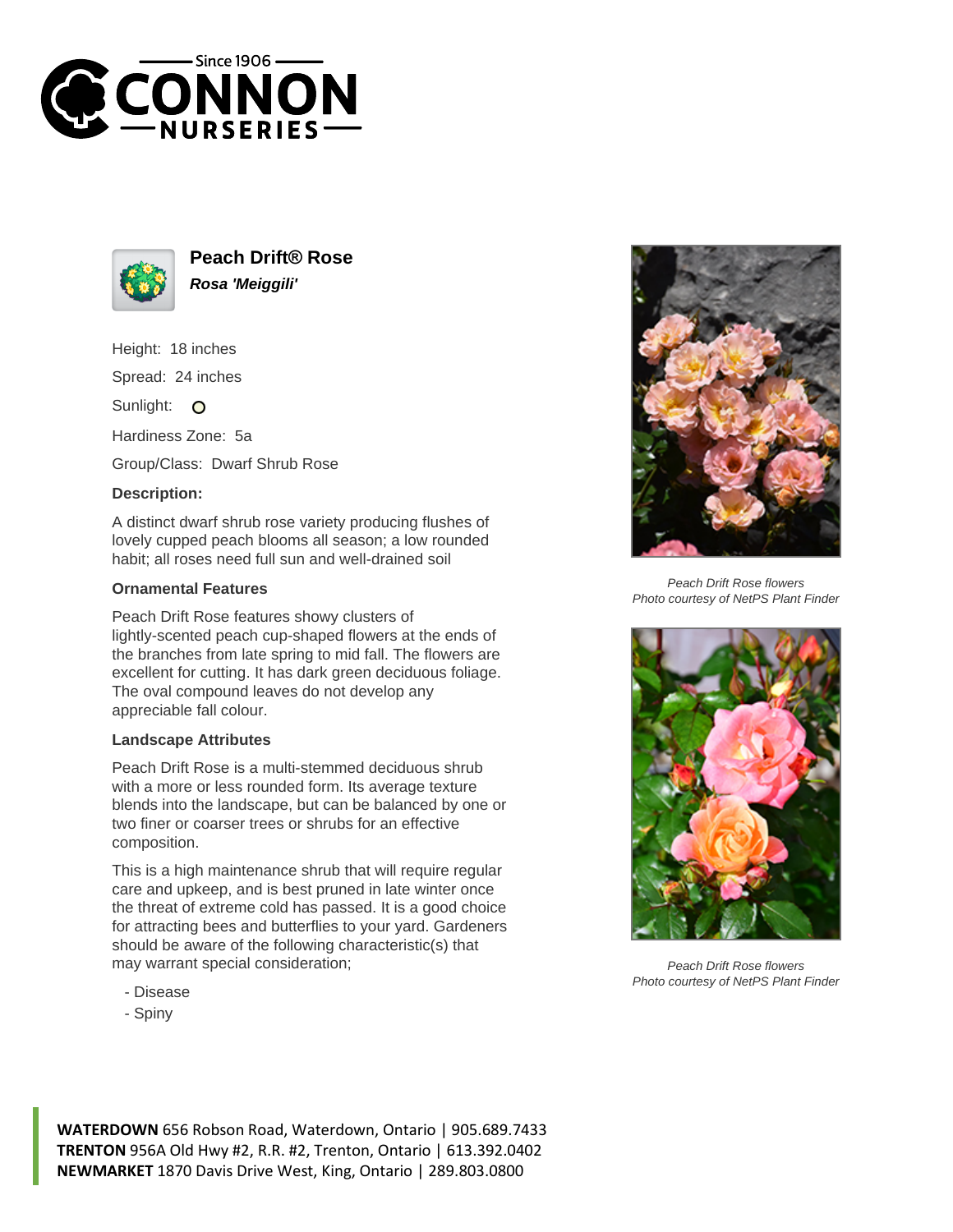# Peach Drift® Rose

***Rosa 'Meiggili'***

Height: 18 inches

Spread: 24 inches

Sunlight: O

Hardiness Zone: 5a

Group/Class: Dwarf Shrub Rose

### Description:

A distinct dwarf shrub rose variety producing flushes of lovely cupped peach blooms all season; a low rounded habit; all roses need full sun and well-drained soil

### Ornamental Features

Peach Drift Rose features showy clusters of lightly-scented peach cup-shaped flowers at the ends of the branches from late spring to mid fall. The flowers are excellent for cutting. It has dark green deciduous foliage. The oval compound leaves do not develop any appreciable fall colour.

### Landscape Attributes

Peach Drift Rose is a multi-stemmed deciduous shrub with a more or less rounded form. Its average texture blends into the landscape, but can be balanced by one or two finer or coarser trees or shrubs for an effective composition.

This is a high maintenance shrub that will require regular care and upkeep, and is best pruned in late winter once the threat of extreme cold has passed. It is a good choice for attracting bees and butterflies to your yard. Gardeners should be aware of the following characteristic(s) that may warrant special consideration;

- Disease
- Spiny

*Peach Drift Rose flowers*
*Photo courtesy of NetPS Plant Finder*

*Peach Drift Rose flowers*
*Photo courtesy of NetPS Plant Finder*

**WATERDOWN** 656 Robson Road, Waterdown, Ontario | 905.689.7433
**TRENTON** 956A Old Hwy #2, R.R. #2, Trenton, Ontario | 613.392.0402
**NEWMARKET** 1870 Davis Drive West, King, Ontario | 289.803.0800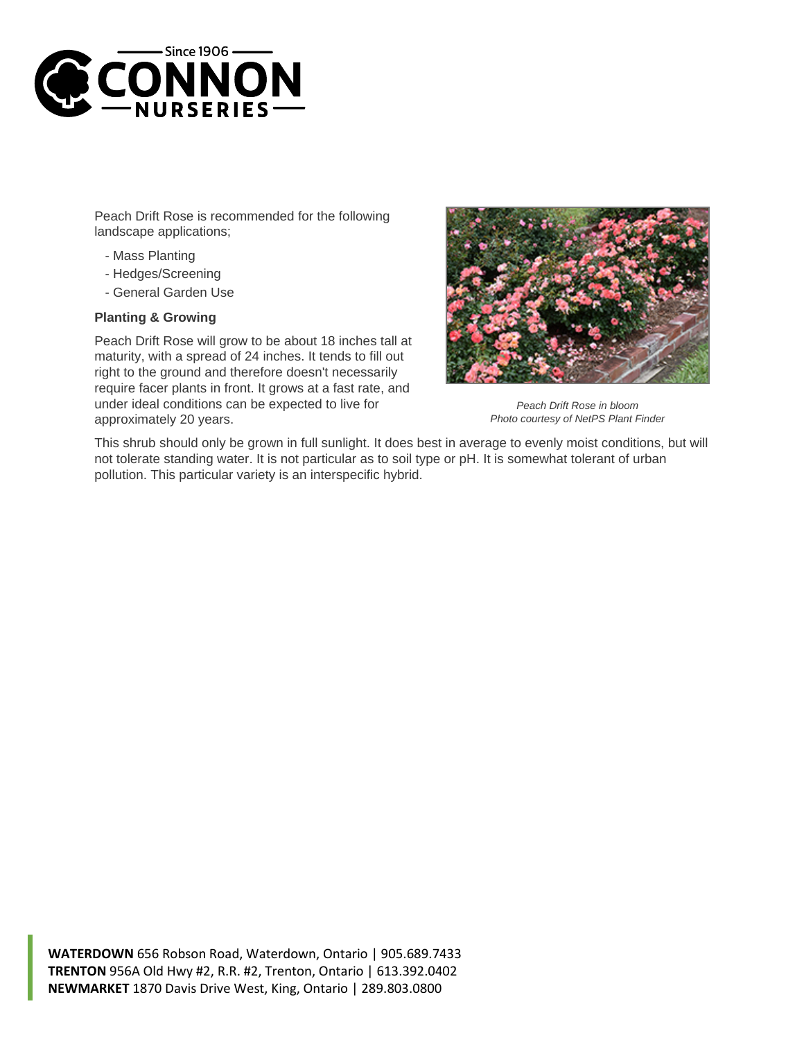Peach Drift Rose is recommended for the following landscape applications;

- Mass Planting
- Hedges/Screening
- General Garden Use

**Planting & Growing**

Peach Drift Rose will grow to be about 18 inches tall at maturity, with a spread of 24 inches. It tends to fill out right to the ground and therefore doesn't necessarily require facer plants in front. It grows at a fast rate, and under ideal conditions can be expected to live for approximately 20 years.

*Peach Drift Rose in bloom*
*Photo courtesy of NetPS Plant Finder*

This shrub should only be grown in full sunlight. It does best in average to evenly moist conditions, but will not tolerate standing water. It is not particular as to soil type or pH. It is somewhat tolerant of urban pollution. This particular variety is an interspecific hybrid.

**WATERDOWN** 656 Robson Road, Waterdown, Ontario | 905.689.7433
**TRENTON** 956A Old Hwy #2, R.R. #2, Trenton, Ontario | 613.392.0402
**NEWMARKET** 1870 Davis Drive West, King, Ontario | 289.803.0800